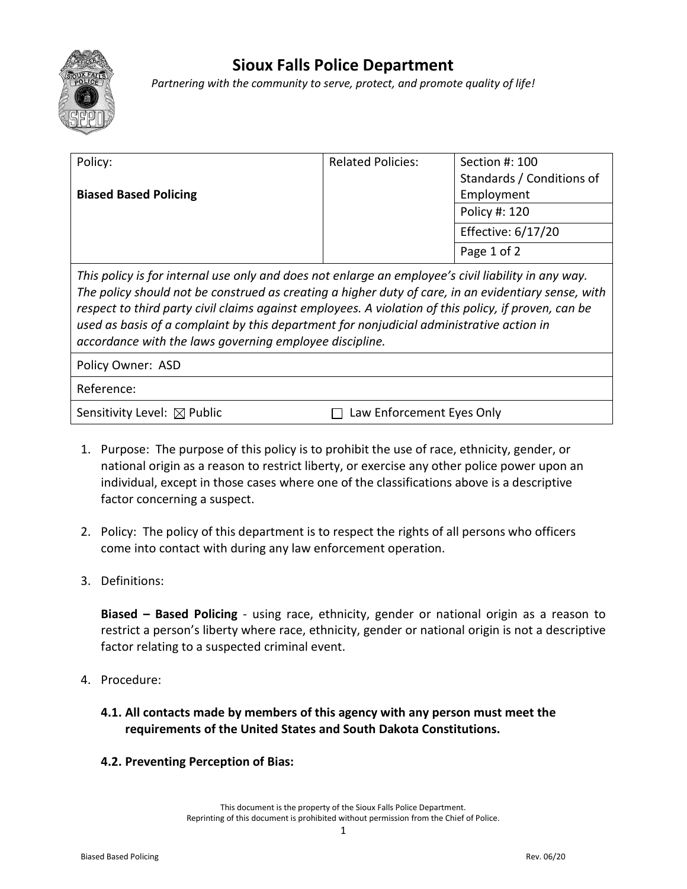# Sioux Falls Police Department

*Partnering with the community to serve, protect, and promote quality of life!*

| Policy: **Biased Based Policing** | Related Policies: | Section #: 100 Standards / Conditions of Employment |
|---|---|---|
| | | Policy #: 120 |
| | | Effective: 6/17/20 |
| | | Page 1 of 2 |

*This policy is for internal use only and does not enlarge an employee's civil liability in any way. The policy should not be construed as creating a higher duty of care, in an evidentiary sense, with respect to third party civil claims against employees. A violation of this policy, if proven, can be used as basis of a complaint by this department for nonjudicial administrative action in accordance with the laws governing employee discipline.*

Policy Owner: ASD

Reference:

Sensitivity Level: ☒ Public ☐ Law Enforcement Eyes Only

1. Purpose: The purpose of this policy is to prohibit the use of race, ethnicity, gender, or national origin as a reason to restrict liberty, or exercise any other police power upon an individual, except in those cases where one of the classifications above is a descriptive factor concerning a suspect.

2. Policy: The policy of this department is to respect the rights of all persons who officers come into contact with during any law enforcement operation.

3. Definitions:

   **Biased – Based Policing** - using race, ethnicity, gender or national origin as a reason to restrict a person's liberty where race, ethnicity, gender or national origin is not a descriptive factor relating to a suspected criminal event.

4. Procedure:

   **4.1. All contacts made by members of this agency with any person must meet the requirements of the United States and South Dakota Constitutions.**

   **4.2. Preventing Perception of Bias:**

This document is the property of the Sioux Falls Police Department.
Reprinting of this document is prohibited without permission from the Chief of Police.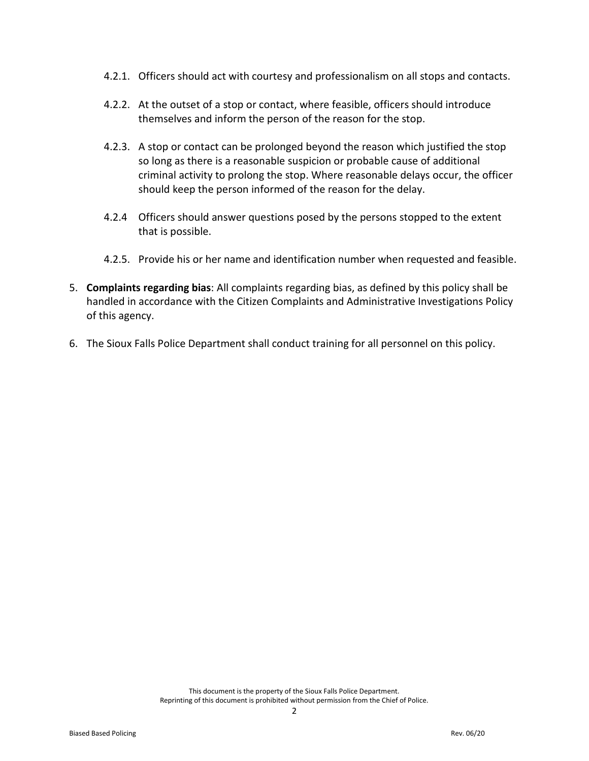4.2.1. Officers should act with courtesy and professionalism on all stops and contacts.

4.2.2. At the outset of a stop or contact, where feasible, officers should introduce themselves and inform the person of the reason for the stop.

4.2.3. A stop or contact can be prolonged beyond the reason which justified the stop so long as there is a reasonable suspicion or probable cause of additional criminal activity to prolong the stop. Where reasonable delays occur, the officer should keep the person informed of the reason for the delay.

4.2.4 Officers should answer questions posed by the persons stopped to the extent that is possible.

4.2.5. Provide his or her name and identification number when requested and feasible.

5. **Complaints regarding bias**: All complaints regarding bias, as defined by this policy shall be handled in accordance with the Citizen Complaints and Administrative Investigations Policy of this agency.

6. The Sioux Falls Police Department shall conduct training for all personnel on this policy.

This document is the property of the Sioux Falls Police Department.
Reprinting of this document is prohibited without permission from the Chief of Police.